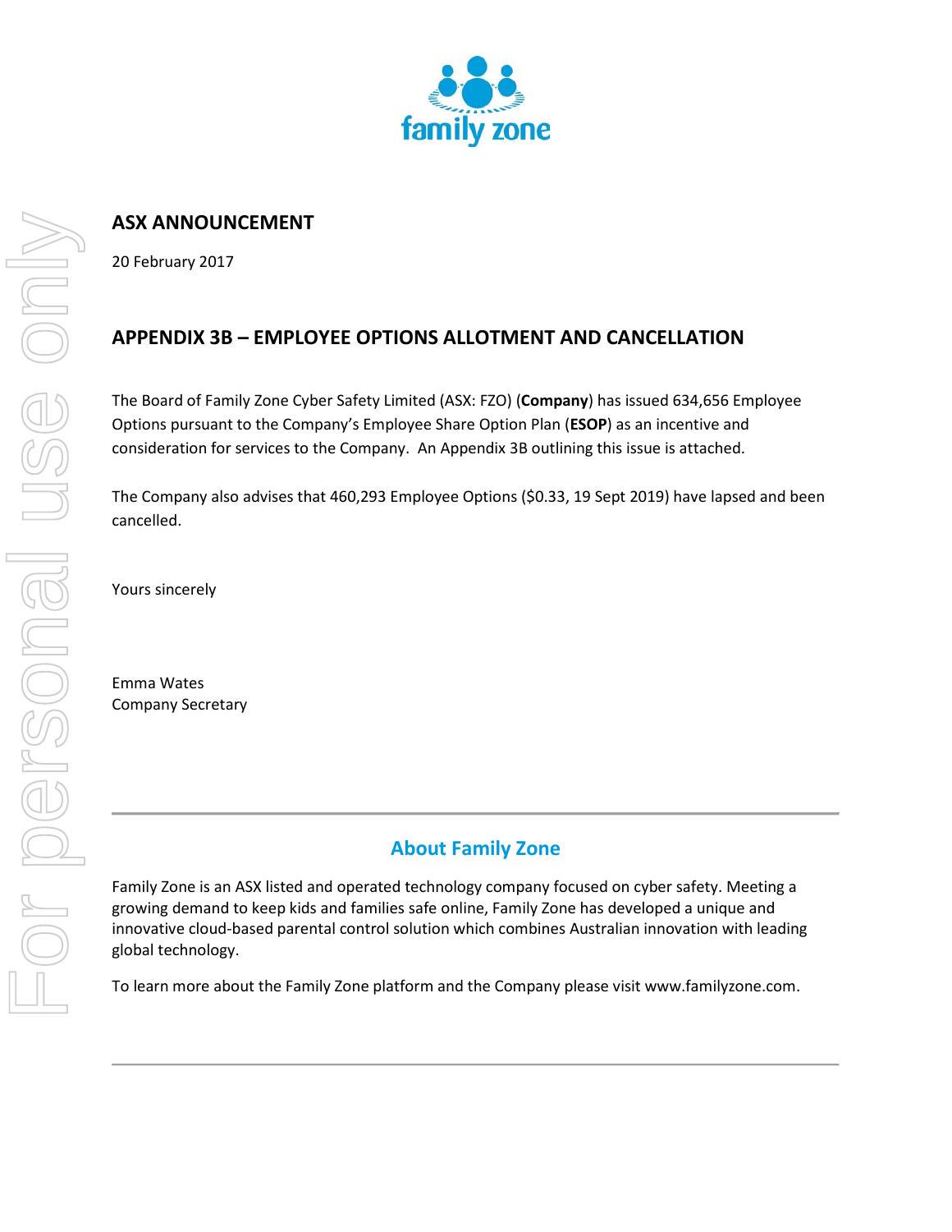# ASX ANNOUNCEMENT

20 February 2017

## APPENDIX 3B – EMPLOYEE OPTIONS ALLOTMENT AND CANCELLATION

The Board of Family Zone Cyber Safety Limited (ASX: FZO) (**Company**) has issued 634,656 Employee Options pursuant to the Company's Employee Share Option Plan (**ESOP**) as an incentive and consideration for services to the Company. An Appendix 3B outlining this issue is attached.

The Company also advises that 460,293 Employee Options ($0.33, 19 Sept 2019) have lapsed and been cancelled.

Yours sincerely

Emma Wates
Company Secretary

---

## About Family Zone

Family Zone is an ASX listed and operated technology company focused on cyber safety. Meeting a growing demand to keep kids and families safe online, Family Zone has developed a unique and innovative cloud-based parental control solution which combines Australian innovation with leading global technology.

To learn more about the Family Zone platform and the Company please visit www.familyzone.com.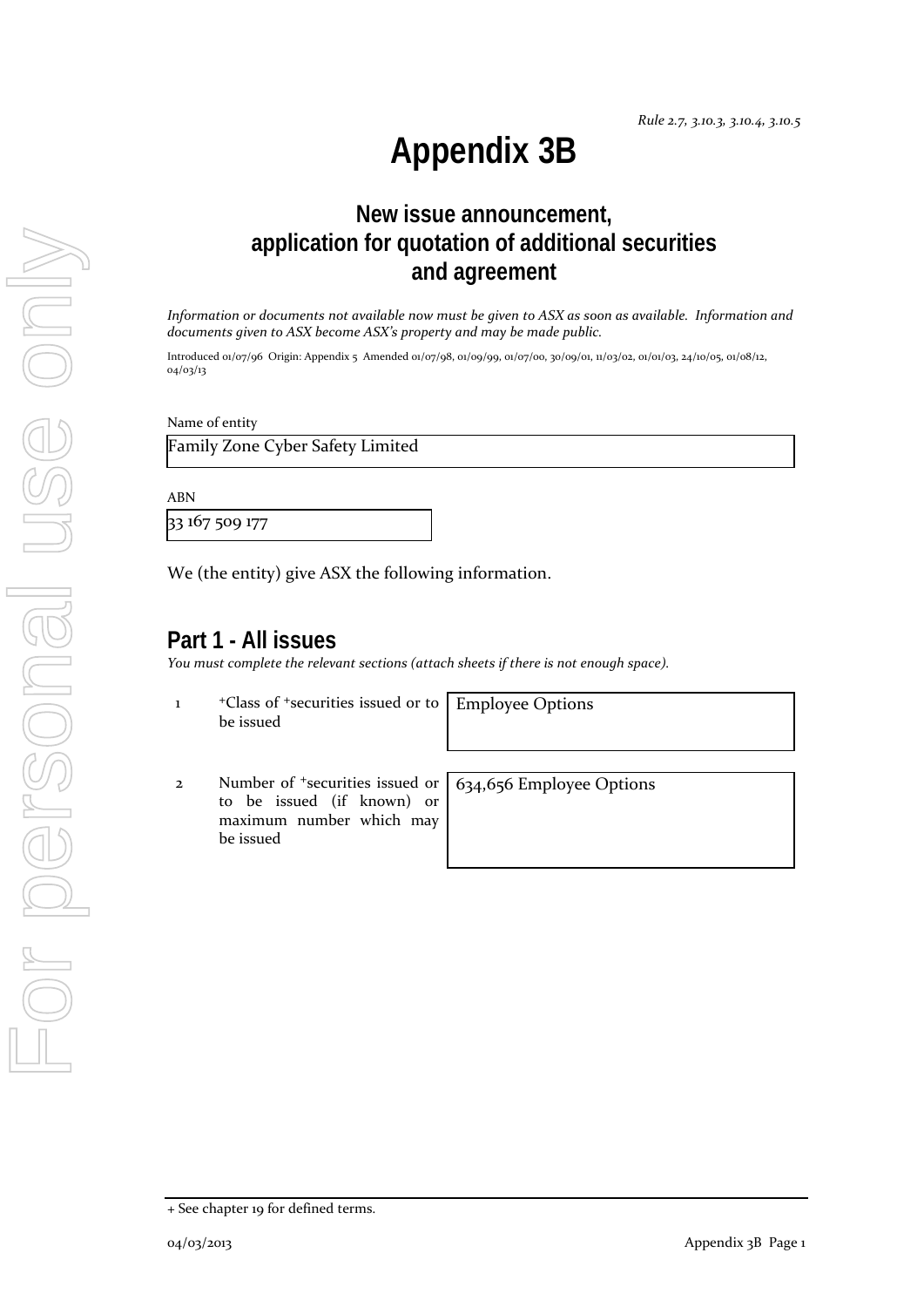*Rule 2.7, 3.10.3, 3.10.4, 3.10.5*

# Appendix 3B

## New issue announcement, application for quotation of additional securities and agreement

*Information or documents not available now must be given to ASX as soon as available. Information and documents given to ASX become ASX's property and may be made public.*

Introduced 01/07/96 Origin: Appendix 5 Amended 01/07/98, 01/09/99, 01/07/00, 30/09/01, 11/03/02, 01/01/03, 24/10/05, 01/08/12, 04/03/13

Name of entity

Family Zone Cyber Safety Limited

ABN

33 167 509 177

We (the entity) give ASX the following information.

## Part 1 - All issues

*You must complete the relevant sections (attach sheets if there is not enough space).*

| | | |
|---|---|---|
| 1 | +Class of +securities issued or to be issued | Employee Options |
| 2 | Number of +securities issued or to be issued (if known) or maximum number which may be issued | 634,656 Employee Options |

+ See chapter 19 for defined terms.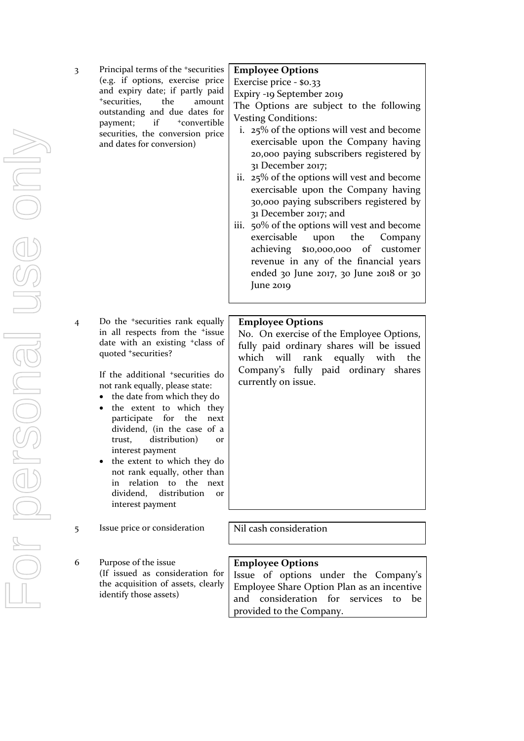| | | |
|---|---|---|
| 3 | Principal terms of the +securities (e.g. if options, exercise price and expiry date; if partly paid +securities, the amount outstanding and due dates for payment; if +convertible securities, the conversion price and dates for conversion) | **Employee Options**<br>Exercise price - $0.33<br>Expiry -19 September 2019<br>The Options are subject to the following Vesting Conditions:<br>i. 25% of the options will vest and become exercisable upon the Company having 20,000 paying subscribers registered by 31 December 2017;<br>ii. 25% of the options will vest and become exercisable upon the Company having 30,000 paying subscribers registered by 31 December 2017; and<br>iii. 50% of the options will vest and become exercisable upon the Company achieving $10,000,000 of customer revenue in any of the financial years ended 30 June 2017, 30 June 2018 or 30 June 2019 |
| 4 | Do the +securities rank equally in all respects from the +issue date with an existing +class of quoted +securities?<br><br>If the additional +securities do not rank equally, please state:<br>• the date from which they do<br>• the extent to which they participate for the next dividend, (in the case of a trust, distribution) or interest payment<br>• the extent to which they do not rank equally, other than in relation to the next dividend, distribution or interest payment | **Employee Options**<br>No. On exercise of the Employee Options, fully paid ordinary shares will be issued which will rank equally with the Company's fully paid ordinary shares currently on issue. |
| 5 | Issue price or consideration | Nil cash consideration |
| 6 | Purpose of the issue<br>(If issued as consideration for the acquisition of assets, clearly identify those assets) | **Employee Options**<br>Issue of options under the Company's Employee Share Option Plan as an incentive and consideration for services to be provided to the Company. |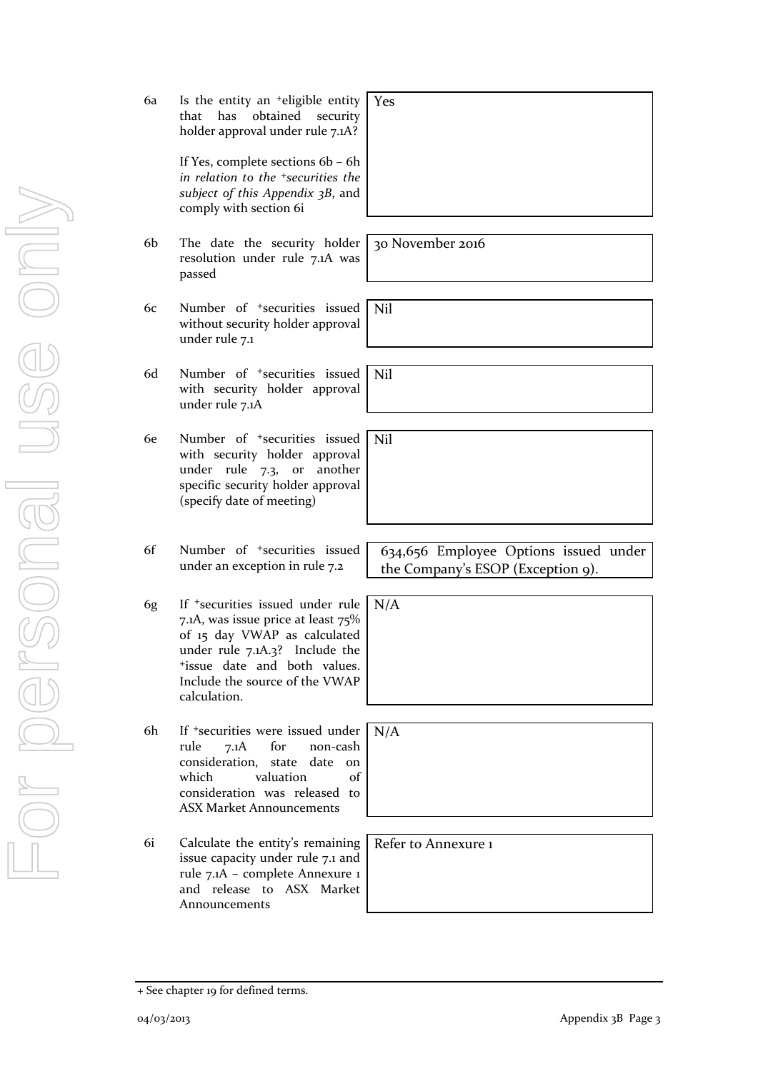| | | |
|---|---|---|
| 6a | Is the entity an +eligible entity that has obtained security holder approval under rule 7.1A?<br><br>If Yes, complete sections 6b – 6h *in relation to the +securities the subject of this Appendix 3B*, and comply with section 6i | Yes |
| 6b | The date the security holder resolution under rule 7.1A was passed | 30 November 2016 |
| 6c | Number of +securities issued without security holder approval under rule 7.1 | Nil |
| 6d | Number of +securities issued with security holder approval under rule 7.1A | Nil |
| 6e | Number of +securities issued with security holder approval under rule 7.3, or another specific security holder approval (specify date of meeting) | Nil |
| 6f | Number of +securities issued under an exception in rule 7.2 | 634,656 Employee Options issued under the Company's ESOP (Exception 9). |
| 6g | If +securities issued under rule 7.1A, was issue price at least 75% of 15 day VWAP as calculated under rule 7.1A.3? Include the +issue date and both values. Include the source of the VWAP calculation. | N/A |
| 6h | If +securities were issued under rule 7.1A for non-cash consideration, state date on which valuation of consideration was released to ASX Market Announcements | N/A |
| 6i | Calculate the entity's remaining issue capacity under rule 7.1 and rule 7.1A – complete Annexure 1 and release to ASX Market Announcements | Refer to Annexure 1 |

+ See chapter 19 for defined terms.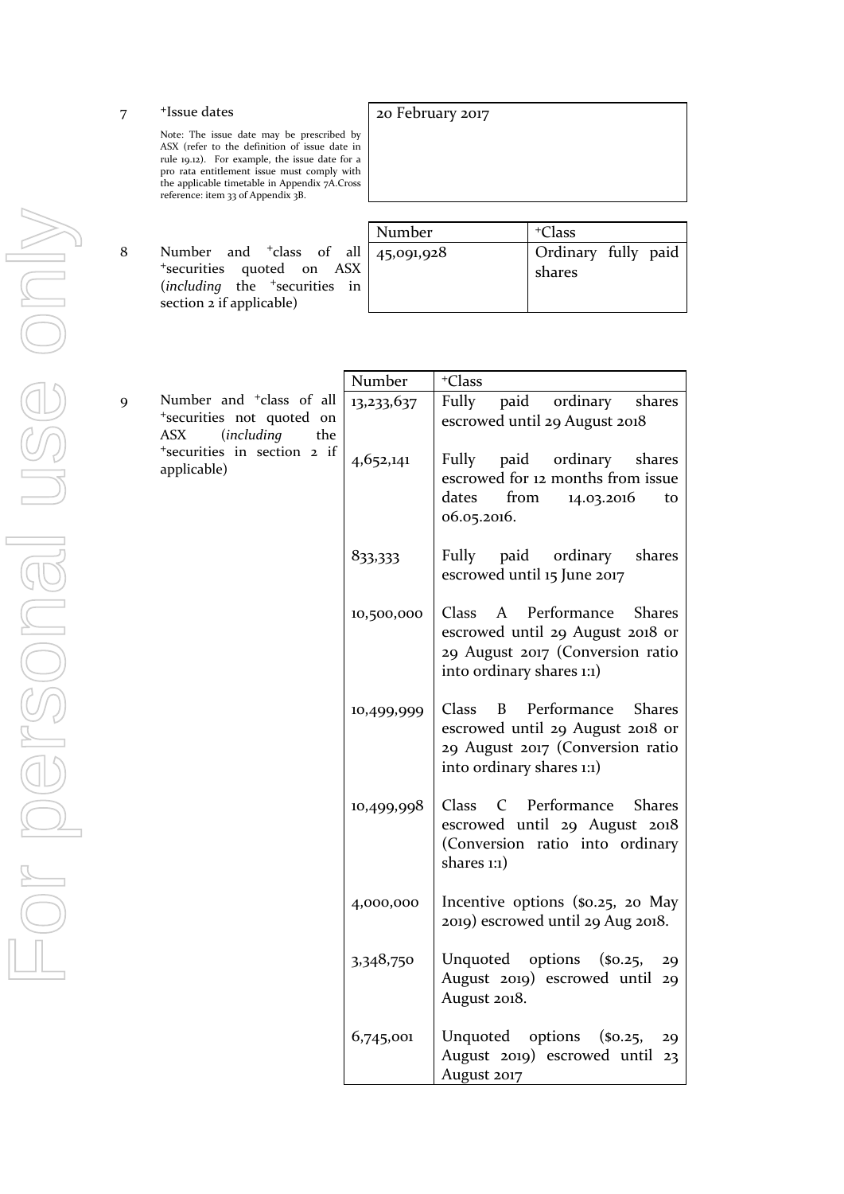| | | |
|---|---|---|
| 7 | +Issue dates<br><br>Note: The issue date may be prescribed by ASX (refer to the definition of issue date in rule 19.12). For example, the issue date for a pro rata entitlement issue must comply with the applicable timetable in Appendix 7A.Cross reference: item 33 of Appendix 3B. | 20 February 2017 |

| | | Number | +Class |
|---|---|---|---|
| 8 | Number and +class of all +securities quoted on ASX (*including* the +securities in section 2 if applicable) | 45,091,928 | Ordinary fully paid shares |

| | | Number | +Class |
|---|---|---|---|
| 9 | Number and +class of all +securities not quoted on ASX (*including* the +securities in section 2 if applicable) | 13,233,637 | Fully paid ordinary shares escrowed until 29 August 2018 |
| | | 4,652,141 | Fully paid ordinary shares escrowed for 12 months from issue dates from 14.03.2016 to 06.05.2016. |
| | | 833,333 | Fully paid ordinary shares escrowed until 15 June 2017 |
| | | 10,500,000 | Class A Performance Shares escrowed until 29 August 2018 or 29 August 2017 (Conversion ratio into ordinary shares 1:1) |
| | | 10,499,999 | Class B Performance Shares escrowed until 29 August 2018 or 29 August 2017 (Conversion ratio into ordinary shares 1:1) |
| | | 10,499,998 | Class C Performance Shares escrowed until 29 August 2018 (Conversion ratio into ordinary shares 1:1) |
| | | 4,000,000 | Incentive options ($0.25, 20 May 2019) escrowed until 29 Aug 2018. |
| | | 3,348,750 | Unquoted options ($0.25, 29 August 2019) escrowed until 29 August 2018. |
| | | 6,745,001 | Unquoted options ($0.25, 29 August 2019) escrowed until 23 August 2017 |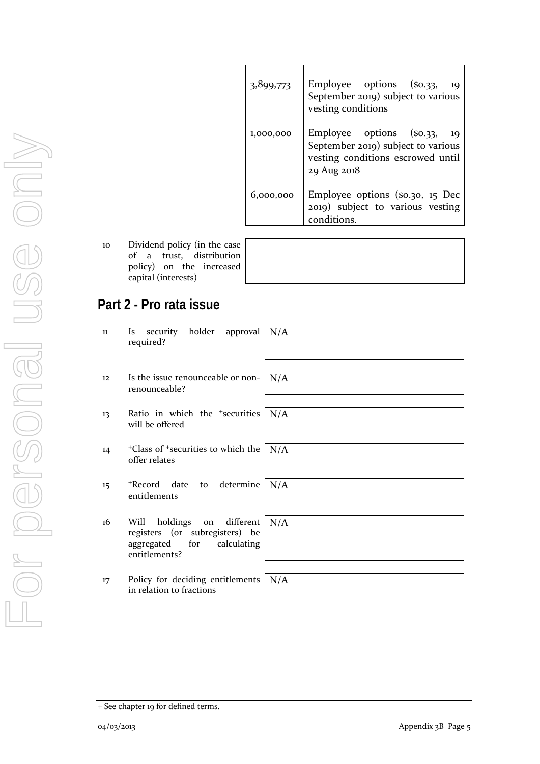| | |
|---|---|
| 3,899,773 | Employee options ($0.33, 19 September 2019) subject to various vesting conditions |
| 1,000,000 | Employee options ($0.33, 19 September 2019) subject to various vesting conditions escrowed until 29 Aug 2018 |
| 6,000,000 | Employee options ($0.30, 15 Dec 2019) subject to various vesting conditions. |

| | | |
|---|---|---|
| 10 | Dividend policy (in the case of a trust, distribution policy) on the increased capital (interests) | |

## Part 2 - Pro rata issue

| | | |
|---|---|---|
| 11 | Is security holder approval required? | N/A |
| 12 | Is the issue renounceable or non-renounceable? | N/A |
| 13 | Ratio in which the +securities will be offered | N/A |
| 14 | +Class of +securities to which the offer relates | N/A |
| 15 | +Record date to determine entitlements | N/A |
| 16 | Will holdings on different registers (or subregisters) be aggregated for calculating entitlements? | N/A |
| 17 | Policy for deciding entitlements in relation to fractions | N/A |

+ See chapter 19 for defined terms.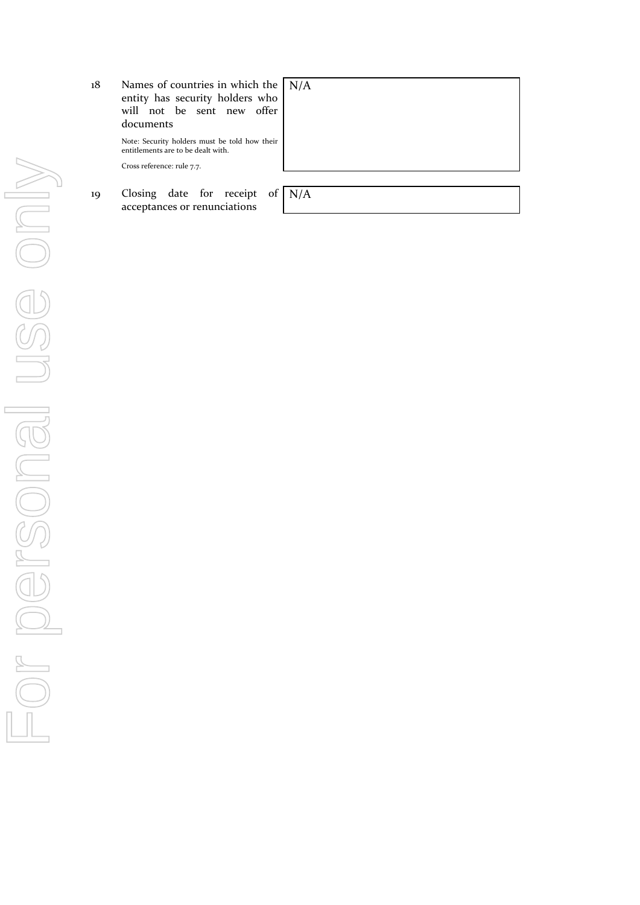| | | |
|---|---|---|
| 18 | Names of countries in which the entity has security holders who will not be sent new offer documents<br><br>Note: Security holders must be told how their entitlements are to be dealt with.<br><br>Cross reference: rule 7.7. | N/A |
| 19 | Closing date for receipt of acceptances or renunciations | N/A |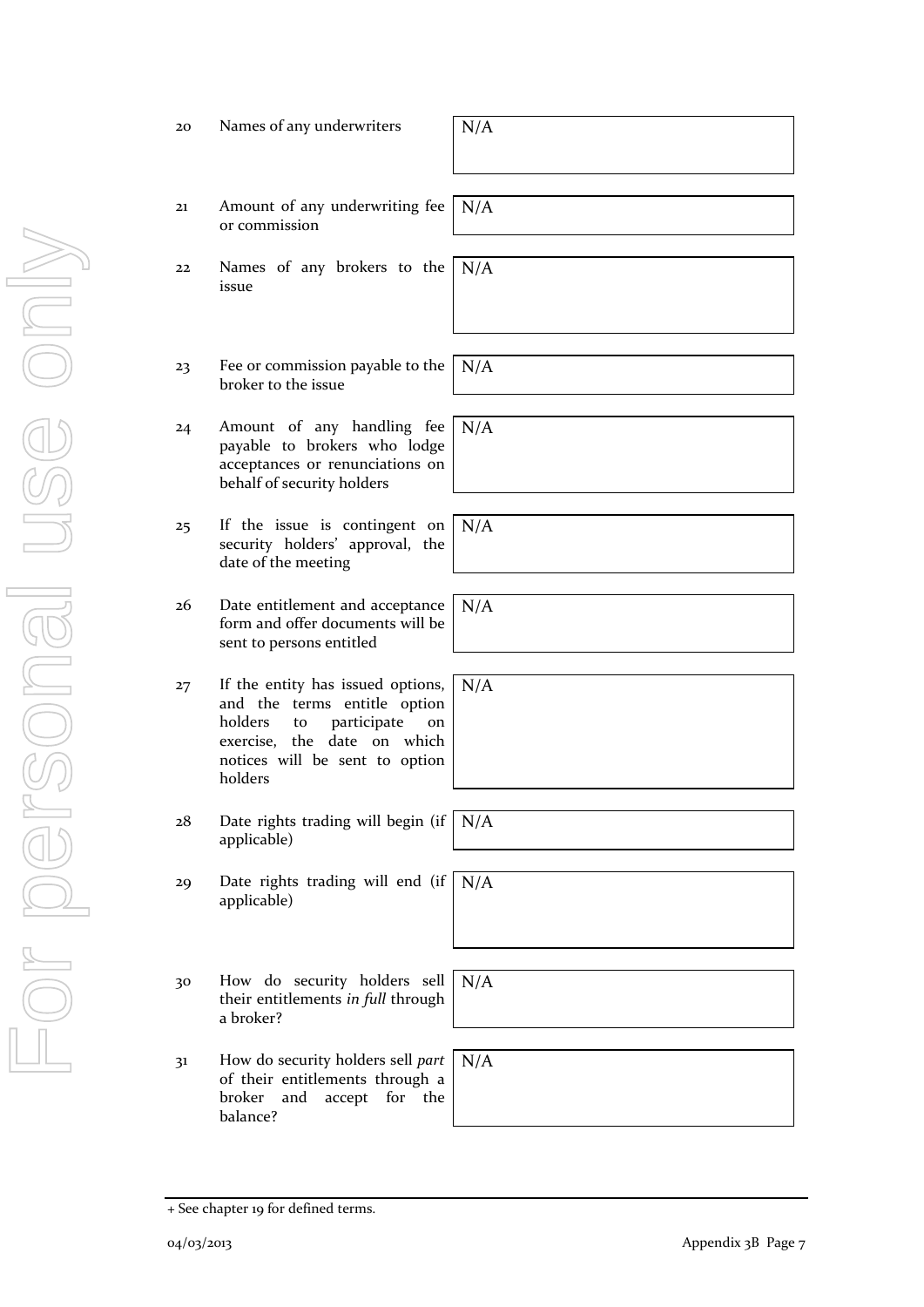| | | |
|---|---|---|
| 20 | Names of any underwriters | N/A |
| 21 | Amount of any underwriting fee or commission | N/A |
| 22 | Names of any brokers to the issue | N/A |
| 23 | Fee or commission payable to the broker to the issue | N/A |
| 24 | Amount of any handling fee payable to brokers who lodge acceptances or renunciations on behalf of security holders | N/A |
| 25 | If the issue is contingent on security holders' approval, the date of the meeting | N/A |
| 26 | Date entitlement and acceptance form and offer documents will be sent to persons entitled | N/A |
| 27 | If the entity has issued options, and the terms entitle option holders to participate on exercise, the date on which notices will be sent to option holders | N/A |
| 28 | Date rights trading will begin (if applicable) | N/A |
| 29 | Date rights trading will end (if applicable) | N/A |
| 30 | How do security holders sell their entitlements *in full* through a broker? | N/A |
| 31 | How do security holders sell *part* of their entitlements through a broker and accept for the balance? | N/A |

+ See chapter 19 for defined terms.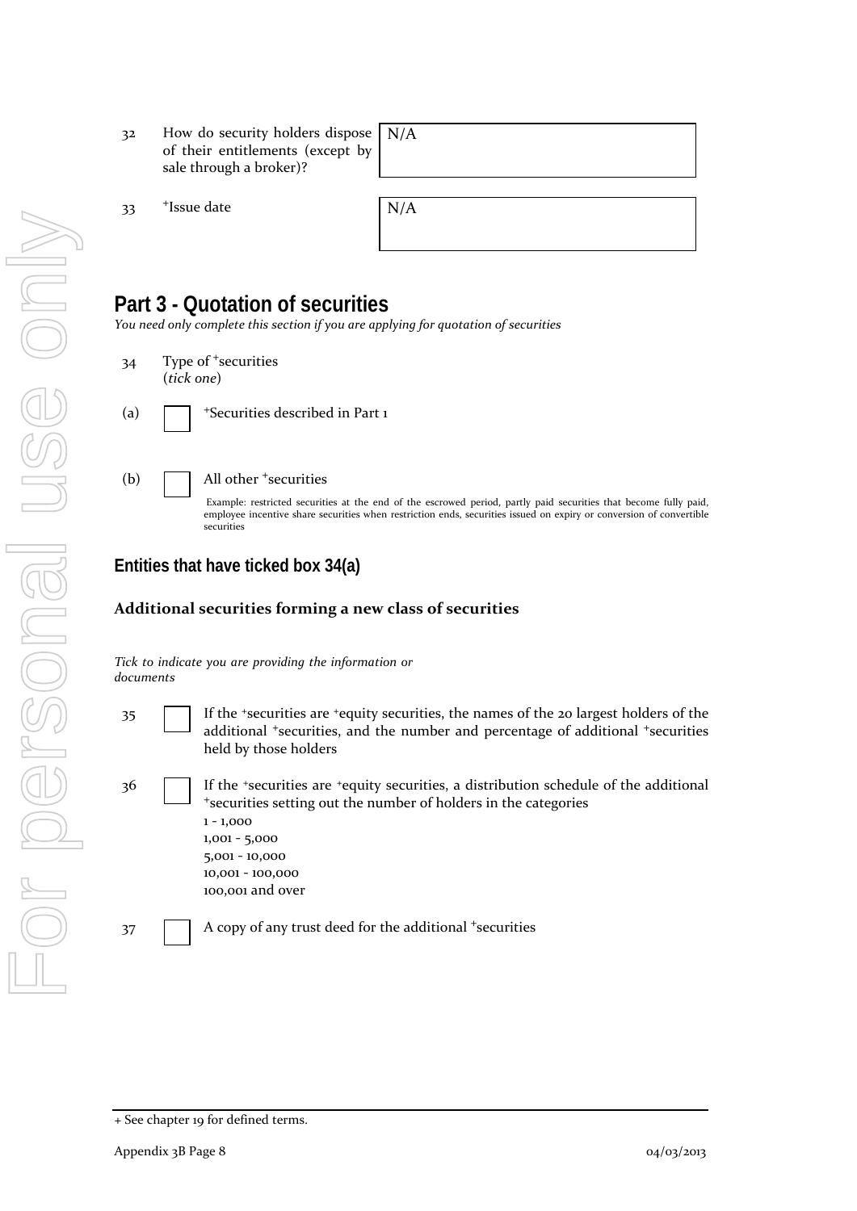| | | |
|---|---|---|
| 32 | How do security holders dispose of their entitlements (except by sale through a broker)? | N/A |
| 33 | +Issue date | N/A |

## Part 3 - Quotation of securities

*You need only complete this section if you are applying for quotation of securities*

34 Type of +securities
(*tick one*)

(a) ☐ +Securities described in Part 1

(b) ☐ All other +securities

Example: restricted securities at the end of the escrowed period, partly paid securities that become fully paid, employee incentive share securities when restriction ends, securities issued on expiry or conversion of convertible securities

### Entities that have ticked box 34(a)

**Additional securities forming a new class of securities**

*Tick to indicate you are providing the information or documents*

35 ☐ If the +securities are +equity securities, the names of the 20 largest holders of the additional +securities, and the number and percentage of additional +securities held by those holders

36 ☐ If the +securities are +equity securities, a distribution schedule of the additional +securities setting out the number of holders in the categories
1 - 1,000
1,001 - 5,000
5,001 - 10,000
10,001 - 100,000
100,001 and over

37 ☐ A copy of any trust deed for the additional +securities

+ See chapter 19 for defined terms.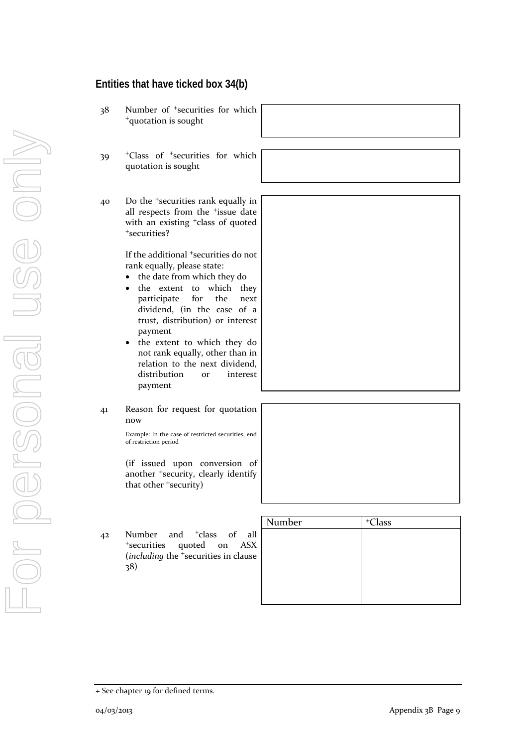## Entities that have ticked box 34(b)

| | | |
|---|---|---|
| 38 | Number of +securities for which +quotation is sought | |
| 39 | +Class of +securities for which quotation is sought | |
| 40 | Do the +securities rank equally in all respects from the +issue date with an existing +class of quoted +securities?<br><br>If the additional +securities do not rank equally, please state:<br>• the date from which they do<br>• the extent to which they participate for the next dividend, (in the case of a trust, distribution) or interest payment<br>• the extent to which they do not rank equally, other than in relation to the next dividend, distribution or interest payment | |
| 41 | Reason for request for quotation now<br><br>Example: In the case of restricted securities, end of restriction period<br><br>(if issued upon conversion of another +security, clearly identify that other +security) | |

42 Number and +class of all +securities quoted on ASX (*including* the +securities in clause 38)

| Number | +Class |
|---|---|
| | |

+ See chapter 19 for defined terms.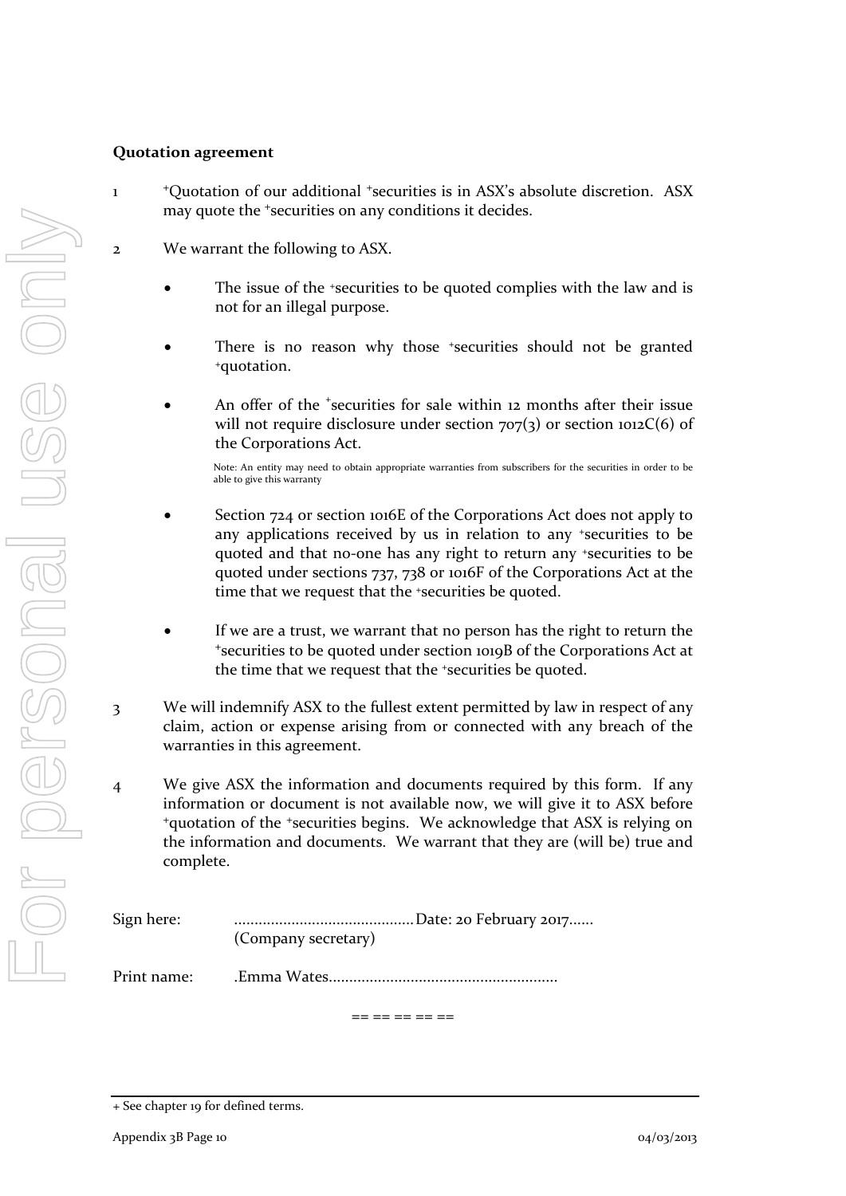**Quotation agreement**

1 +Quotation of our additional +securities is in ASX's absolute discretion. ASX may quote the +securities on any conditions it decides.

2 We warrant the following to ASX.

- The issue of the +securities to be quoted complies with the law and is not for an illegal purpose.
- There is no reason why those +securities should not be granted +quotation.
- An offer of the +securities for sale within 12 months after their issue will not require disclosure under section 707(3) or section 1012C(6) of the Corporations Act.

  Note: An entity may need to obtain appropriate warranties from subscribers for the securities in order to be able to give this warranty

- Section 724 or section 1016E of the Corporations Act does not apply to any applications received by us in relation to any +securities to be quoted and that no-one has any right to return any +securities to be quoted under sections 737, 738 or 1016F of the Corporations Act at the time that we request that the +securities be quoted.
- If we are a trust, we warrant that no person has the right to return the +securities to be quoted under section 1019B of the Corporations Act at the time that we request that the +securities be quoted.

3 We will indemnify ASX to the fullest extent permitted by law in respect of any claim, action or expense arising from or connected with any breach of the warranties in this agreement.

4 We give ASX the information and documents required by this form. If any information or document is not available now, we will give it to ASX before +quotation of the +securities begins. We acknowledge that ASX is relying on the information and documents. We warrant that they are (will be) true and complete.

Sign here: ............................................Date: 20 February 2017......
(Company secretary)

Print name: .Emma Wates........................................................

== == == == ==

+ See chapter 19 for defined terms.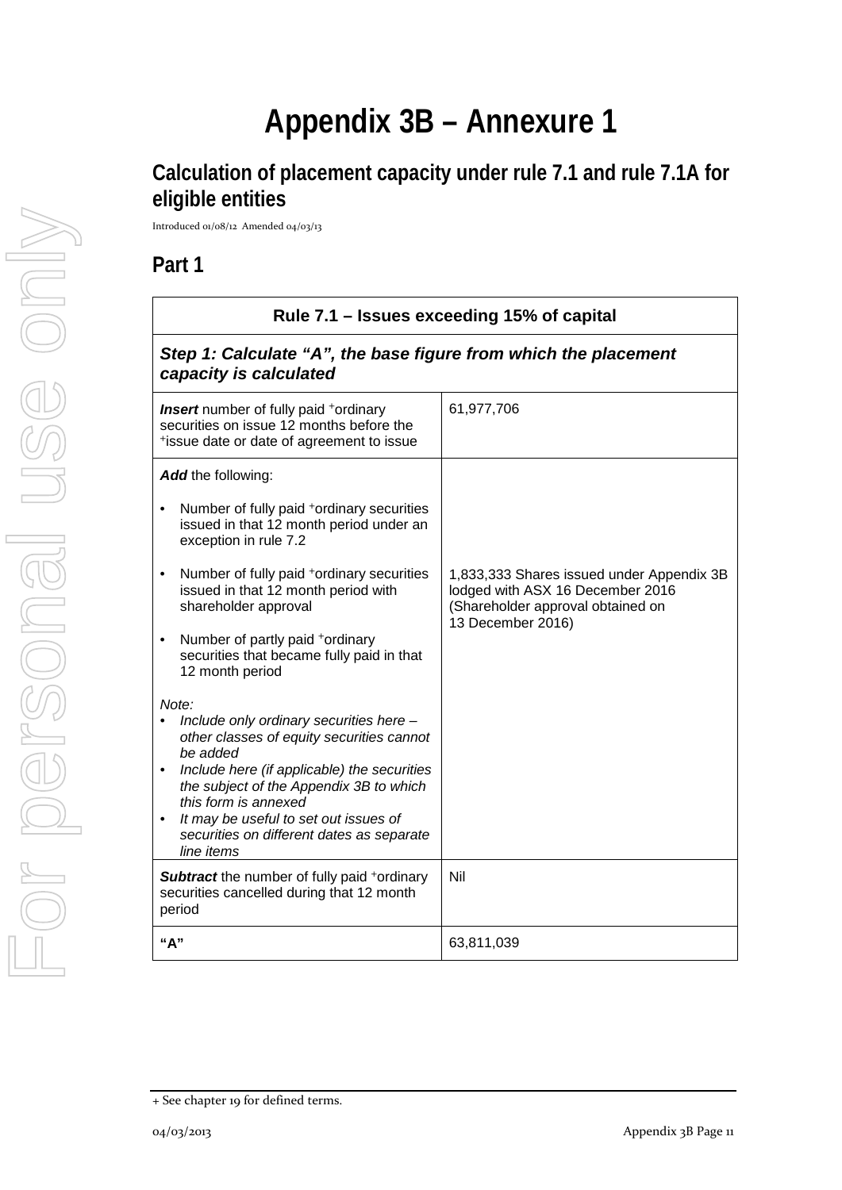# Appendix 3B – Annexure 1

## Calculation of placement capacity under rule 7.1 and rule 7.1A for eligible entities

Introduced 01/08/12 Amended 04/03/13

## Part 1

| Rule 7.1 – Issues exceeding 15% of capital | |
|---|---|
| ***Step 1: Calculate "A", the base figure from which the placement capacity is calculated*** | |
| ***Insert*** number of fully paid +ordinary securities on issue 12 months before the +issue date or date of agreement to issue | 61,977,706 |
| ***Add*** the following:<br>• Number of fully paid +ordinary securities issued in that 12 month period under an exception in rule 7.2<br>• Number of fully paid +ordinary securities issued in that 12 month period with shareholder approval<br>• Number of partly paid +ordinary securities that became fully paid in that 12 month period<br>*Note:*<br>• *Include only ordinary securities here – other classes of equity securities cannot be added*<br>• *Include here (if applicable) the securities the subject of the Appendix 3B to which this form is annexed*<br>• *It may be useful to set out issues of securities on different dates as separate line items* | 1,833,333 Shares issued under Appendix 3B lodged with ASX 16 December 2016 (Shareholder approval obtained on 13 December 2016) |
| ***Subtract*** the number of fully paid +ordinary securities cancelled during that 12 month period | Nil |
| **"A"** | 63,811,039 |

+ See chapter 19 for defined terms.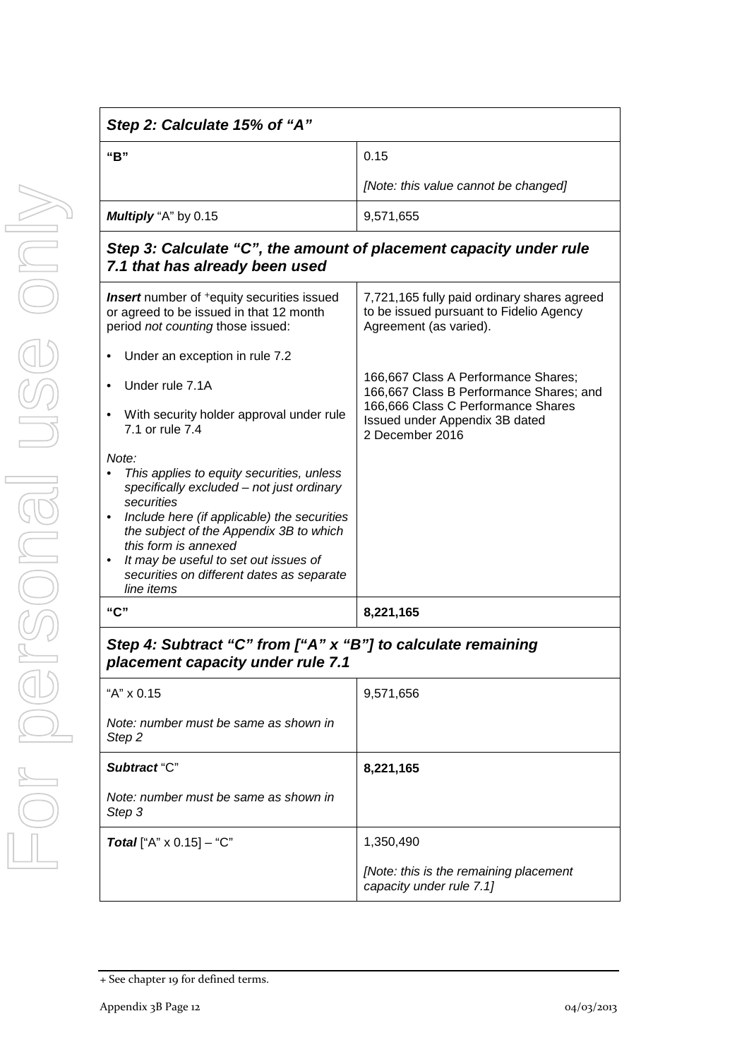| ***Step 2: Calculate 15% of "A"*** | |
|---|---|
| **"B"** | 0.15<br><br>*[Note: this value cannot be changed]* |
| ***Multiply*** "A" by 0.15 | 9,571,655 |
| ***Step 3: Calculate "C", the amount of placement capacity under rule 7.1 that has already been used*** | |
| ***Insert*** number of +equity securities issued or agreed to be issued in that 12 month period *not counting* those issued:<br><br>• Under an exception in rule 7.2<br>• Under rule 7.1A<br>• With security holder approval under rule 7.1 or rule 7.4<br><br>*Note:*<br>• *This applies to equity securities, unless specifically excluded – not just ordinary securities*<br>• *Include here (if applicable) the securities the subject of the Appendix 3B to which this form is annexed*<br>• *It may be useful to set out issues of securities on different dates as separate line items* | 7,721,165 fully paid ordinary shares agreed to be issued pursuant to Fidelio Agency Agreement (as varied).<br><br>166,667 Class A Performance Shares; 166,667 Class B Performance Shares; and 166,666 Class C Performance Shares Issued under Appendix 3B dated 2 December 2016 |
| **"C"** | **8,221,165** |
| ***Step 4: Subtract "C" from ["A" x "B"] to calculate remaining placement capacity under rule 7.1*** | |
| "A" x 0.15<br><br>*Note: number must be same as shown in Step 2* | 9,571,656 |
| ***Subtract*** "C"<br><br>*Note: number must be same as shown in Step 3* | **8,221,165** |
| ***Total*** ["A" x 0.15] – "C" | 1,350,490<br><br>*[Note: this is the remaining placement capacity under rule 7.1]* |

+ See chapter 19 for defined terms.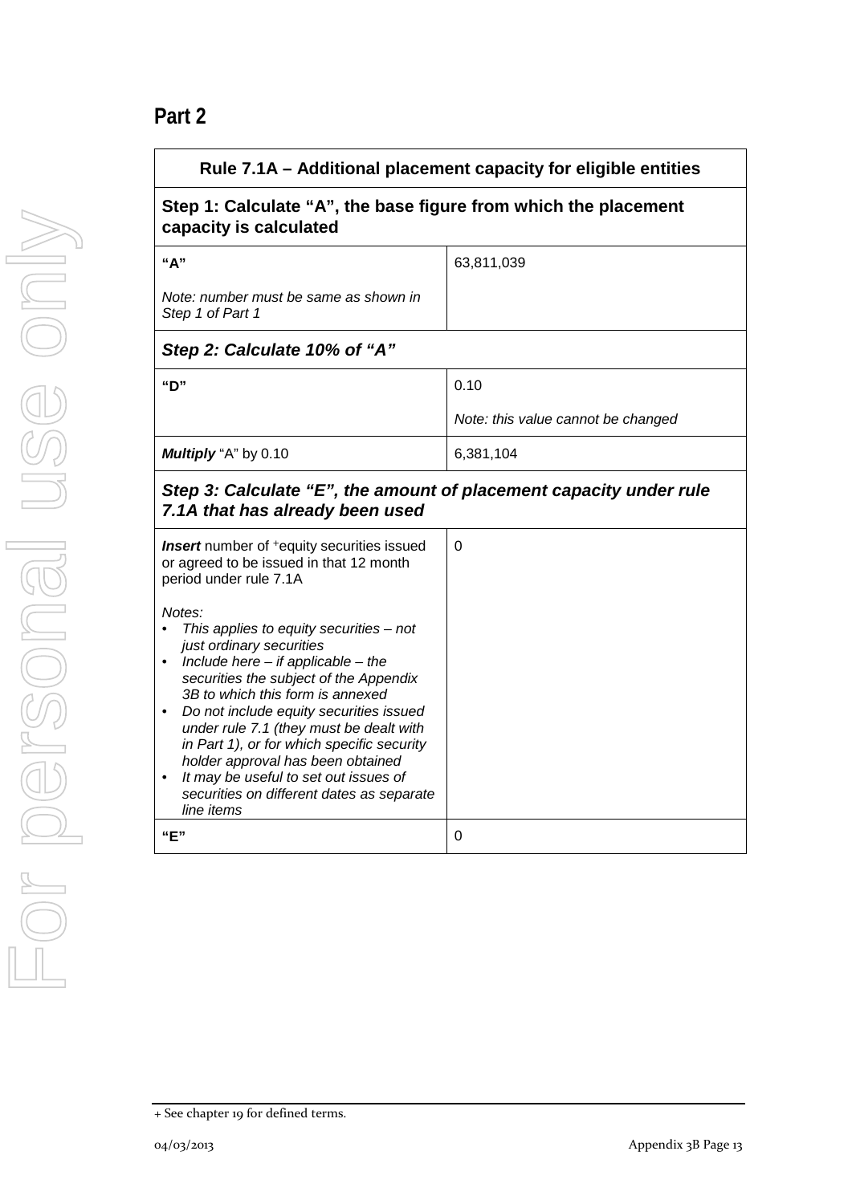## Part 2

| Rule 7.1A – Additional placement capacity for eligible entities | |
|---|---|
| **Step 1: Calculate "A", the base figure from which the placement capacity is calculated** | |
| **"A"**<br><br>*Note: number must be same as shown in Step 1 of Part 1* | 63,811,039 |
| ***Step 2: Calculate 10% of "A"*** | |
| **"D"** | 0.10<br><br>*Note: this value cannot be changed* |
| ***Multiply*** "A" by 0.10 | 6,381,104 |
| ***Step 3: Calculate "E", the amount of placement capacity under rule 7.1A that has already been used*** | |
| ***Insert*** number of +equity securities issued or agreed to be issued in that 12 month period under rule 7.1A<br><br>*Notes:*<br>• *This applies to equity securities – not just ordinary securities*<br>• *Include here – if applicable – the securities the subject of the Appendix 3B to which this form is annexed*<br>• *Do not include equity securities issued under rule 7.1 (they must be dealt with in Part 1), or for which specific security holder approval has been obtained*<br>• *It may be useful to set out issues of securities on different dates as separate line items* | 0 |
| **"E"** | 0 |

+ See chapter 19 for defined terms.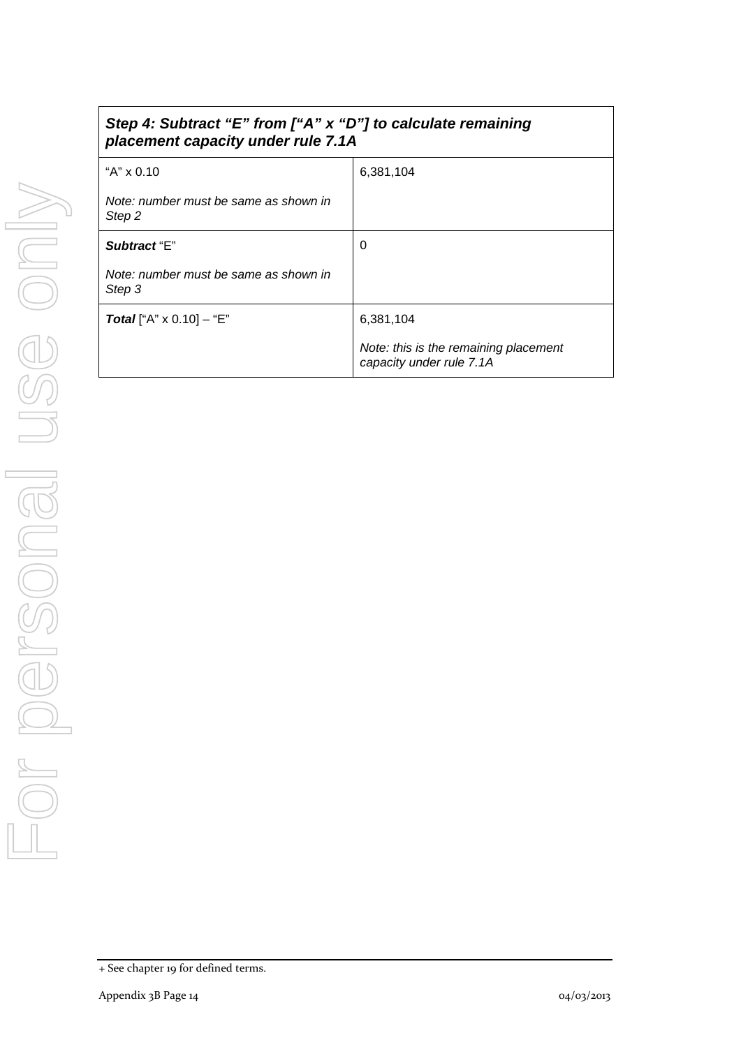| ***Step 4: Subtract "E" from ["A" x "D"] to calculate remaining placement capacity under rule 7.1A*** | |
|---|---|
| "A" x 0.10<br><br>*Note: number must be same as shown in Step 2* | 6,381,104 |
| ***Subtract*** "E"<br><br>*Note: number must be same as shown in Step 3* | 0 |
| ***Total*** ["A" x 0.10] – "E" | 6,381,104<br><br>*Note: this is the remaining placement capacity under rule 7.1A* |

+ See chapter 19 for defined terms.